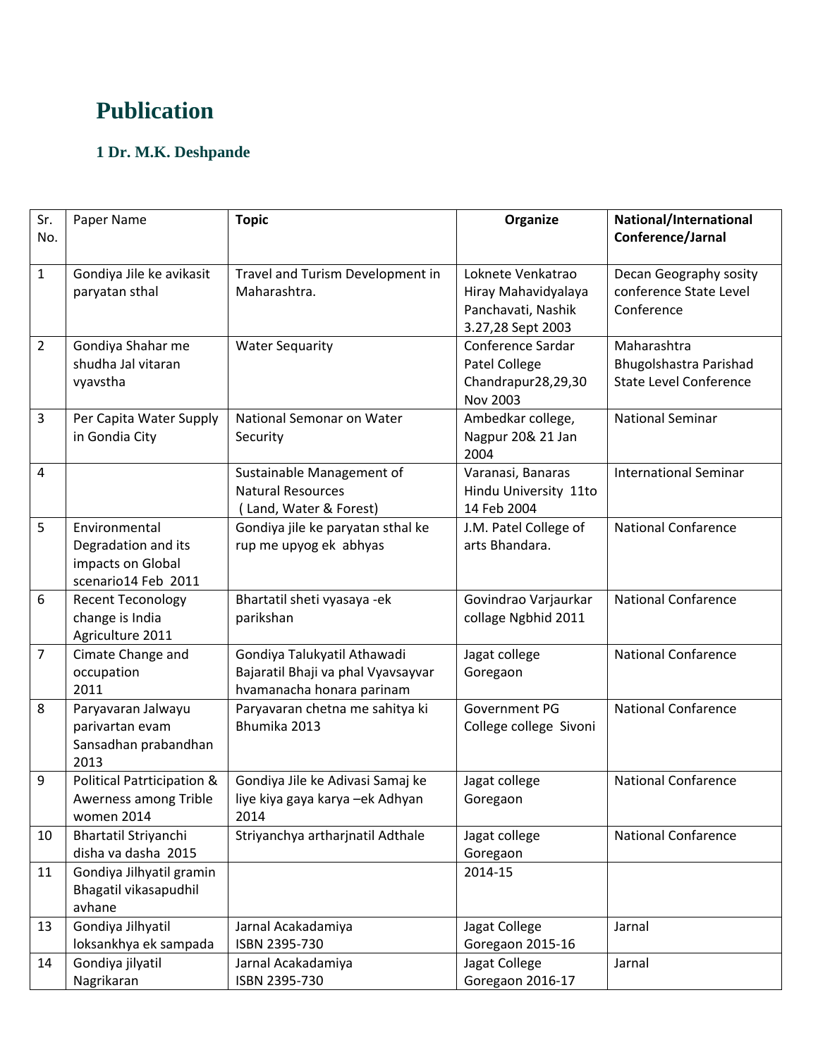# Publication

### 1 Dr. M.K. Deshpande

| Sr. No. | Paper Name | **Topic** | **Organize** | **National/International Conference/Jarnal** |
|---|---|---|---|---|
| 1 | Gondiya Jile ke avikasit paryatan sthal | Travel and Turism Development in Maharashtra. | Loknete Venkatrao Hiray Mahavidyalaya Panchavati, Nashik 3.27,28 Sept 2003 | Decan Geography sosity conference State Level Conference |
| 2 | Gondiya Shahar me shudha Jal vitaran vyavstha | Water Sequarity | Conference Sardar Patel College Chandrapur28,29,30 Nov 2003 | Maharashtra Bhugolshastra Parishad State Level Conference |
| 3 | Per Capita Water Supply in Gondia City | National Semonar on Water Security | Ambedkar college, Nagpur 20& 21 Jan 2004 | National Seminar |
| 4 | | Sustainable Management of Natural Resources ( Land, Water & Forest) | Varanasi, Banaras Hindu University 11to 14 Feb 2004 | International Seminar |
| 5 | Environmental Degradation and its impacts on Global scenario14 Feb 2011 | Gondiya jile ke paryatan sthal ke rup me upyog ek abhyas | J.M. Patel College of arts Bhandara. | National Confarence |
| 6 | Recent Teconology change is India Agriculture 2011 | Bhartatil sheti vyasaya -ek parikshan | Govindrao Varjaurkar collage Ngbhid 2011 | National Confarence |
| 7 | Cimate Change and occupation 2011 | Gondiya Talukyatil Athawadi Bajaratil Bhaji va phal Vyavsayvar hvamanacha honara parinam | Jagat college Goregaon | National Confarence |
| 8 | Paryavaran Jalwayu parivartan evam Sansadhan prabandhan 2013 | Paryavaran chetna me sahitya ki Bhumika 2013 | Government PG College college Sivoni | National Confarence |
| 9 | Political Patrticipation & Awerness among Trible women 2014 | Gondiya Jile ke Adivasi Samaj ke liye kiya gaya karya –ek Adhyan 2014 | Jagat college Goregaon | National Confarence |
| 10 | Bhartatil Striyanchi disha va dasha 2015 | Striyanchya artharjnatil Adthale | Jagat college Goregaon | National Confarence |
| 11 | Gondiya Jilhyatil gramin Bhagatil vikasapudhil avhane | | 2014-15 | |
| 13 | Gondiya Jilhyatil loksankhya ek sampada | Jarnal Acakadamiya ISBN 2395-730 | Jagat College Goregaon 2015-16 | Jarnal |
| 14 | Gondiya jilyatil Nagrikaran | Jarnal Acakadamiya ISBN 2395-730 | Jagat College Goregaon 2016-17 | Jarnal |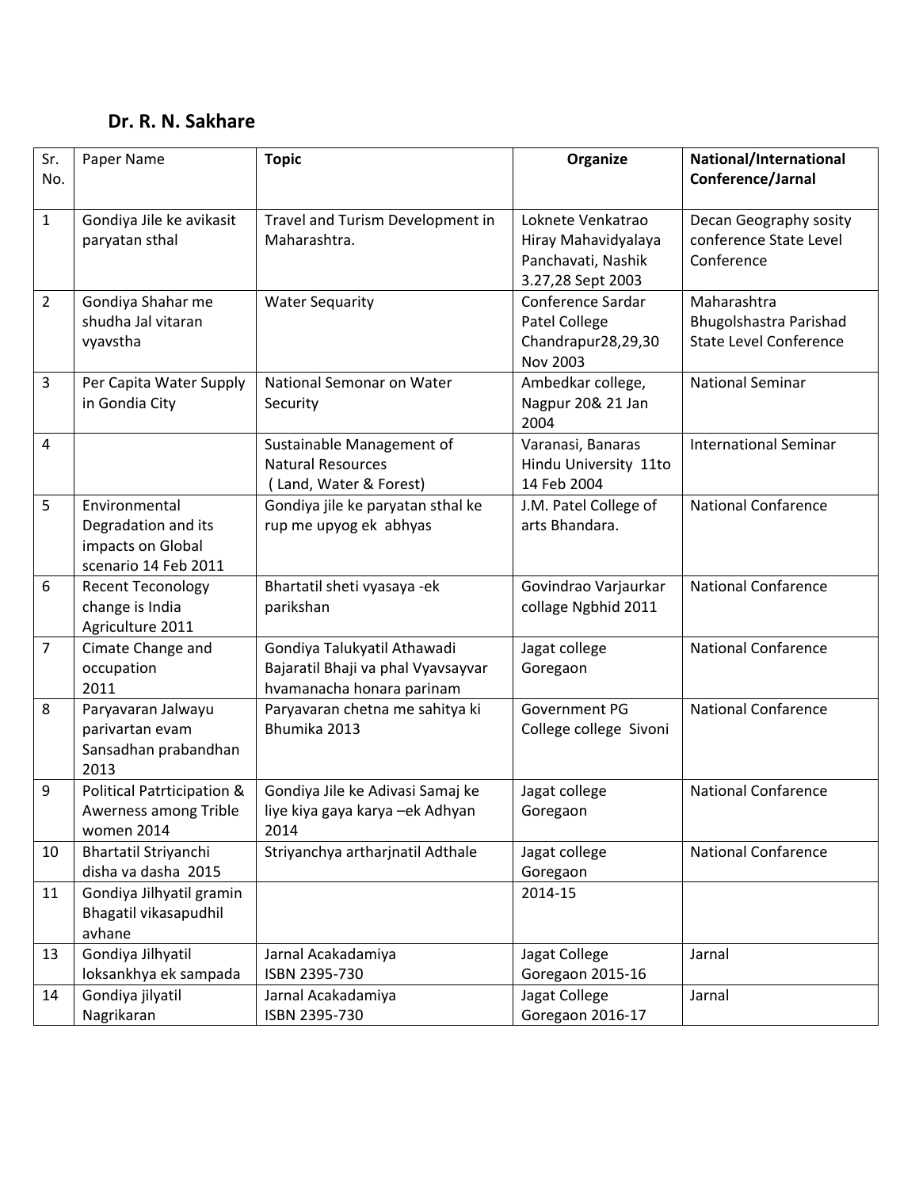## Dr. R. N. Sakhare

| Sr. No. | Paper Name | **Topic** | **Organize** | **National/International Conference/Jarnal** |
|---|---|---|---|---|
| 1 | Gondiya Jile ke avikasit paryatan sthal | Travel and Turism Development in Maharashtra. | Loknete Venkatrao Hiray Mahavidyalaya Panchavati, Nashik 3.27,28 Sept 2003 | Decan Geography sosity conference State Level Conference |
| 2 | Gondiya Shahar me shudha Jal vitaran vyavstha | Water Sequarity | Conference Sardar Patel College Chandrapur28,29,30 Nov 2003 | Maharashtra Bhugolshastra Parishad State Level Conference |
| 3 | Per Capita Water Supply in Gondia City | National Semonar on Water Security | Ambedkar college, Nagpur 20& 21 Jan 2004 | National Seminar |
| 4 | | Sustainable Management of Natural Resources ( Land, Water & Forest) | Varanasi, Banaras Hindu University 11to 14 Feb 2004 | International Seminar |
| 5 | Environmental Degradation and its impacts on Global scenario 14 Feb 2011 | Gondiya jile ke paryatan sthal ke rup me upyog ek abhyas | J.M. Patel College of arts Bhandara. | National Confarence |
| 6 | Recent Teconology change is India Agriculture 2011 | Bhartatil sheti vyasaya -ek parikshan | Govindrao Varjaurkar collage Ngbhid 2011 | National Confarence |
| 7 | Cimate Change and occupation 2011 | Gondiya Talukyatil Athawadi Bajaratil Bhaji va phal Vyavsayvar hvamanacha honara parinam | Jagat college Goregaon | National Confarence |
| 8 | Paryavaran Jalwayu parivartan evam Sansadhan prabandhan 2013 | Paryavaran chetna me sahitya ki Bhumika 2013 | Government PG College college Sivoni | National Confarence |
| 9 | Political Patrticipation & Awerness among Trible women 2014 | Gondiya Jile ke Adivasi Samaj ke liye kiya gaya karya –ek Adhyan 2014 | Jagat college Goregaon | National Confarence |
| 10 | Bhartatil Striyanchi disha va dasha 2015 | Striyanchya artharjnatil Adthale | Jagat college Goregaon | National Confarence |
| 11 | Gondiya Jilhyatil gramin Bhagatil vikasapudhil avhane | | 2014-15 | |
| 13 | Gondiya Jilhyatil loksankhya ek sampada | Jarnal Acakadamiya ISBN 2395-730 | Jagat College Goregaon 2015-16 | Jarnal |
| 14 | Gondiya jilyatil Nagrikaran | Jarnal Acakadamiya ISBN 2395-730 | Jagat College Goregaon 2016-17 | Jarnal |